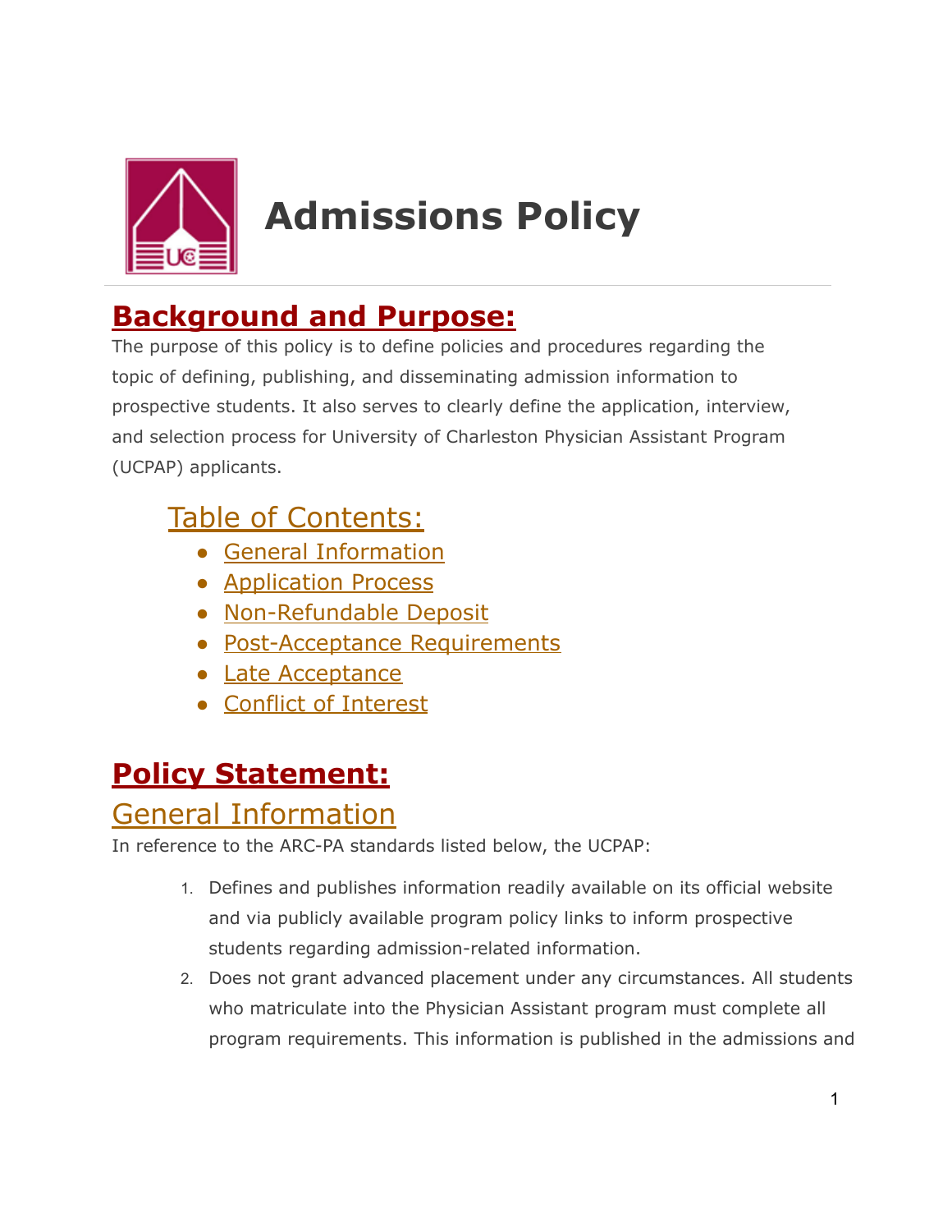# Admissions Policy

## Background and Purpose:

The purpose of this policy is to define policies and procedures regarding the topic of defining, publishing, and disseminating admission information to prospective students. It also serves to clearly define the application, interview, and selection process for University of Charleston Physician Assistant Program (UCPAP) applicants.

### Table of Contents:

- General Information
- Application Process
- Non-Refundable Deposit
- Post-Acceptance Requirements
- Late Acceptance
- Conflict of Interest

## Policy Statement:

### General Information

In reference to the ARC-PA standards listed below, the UCPAP:

1. Defines and publishes information readily available on its official website and via publicly available program policy links to inform prospective students regarding admission-related information.
2. Does not grant advanced placement under any circumstances. All students who matriculate into the Physician Assistant program must complete all program requirements. This information is published in the admissions and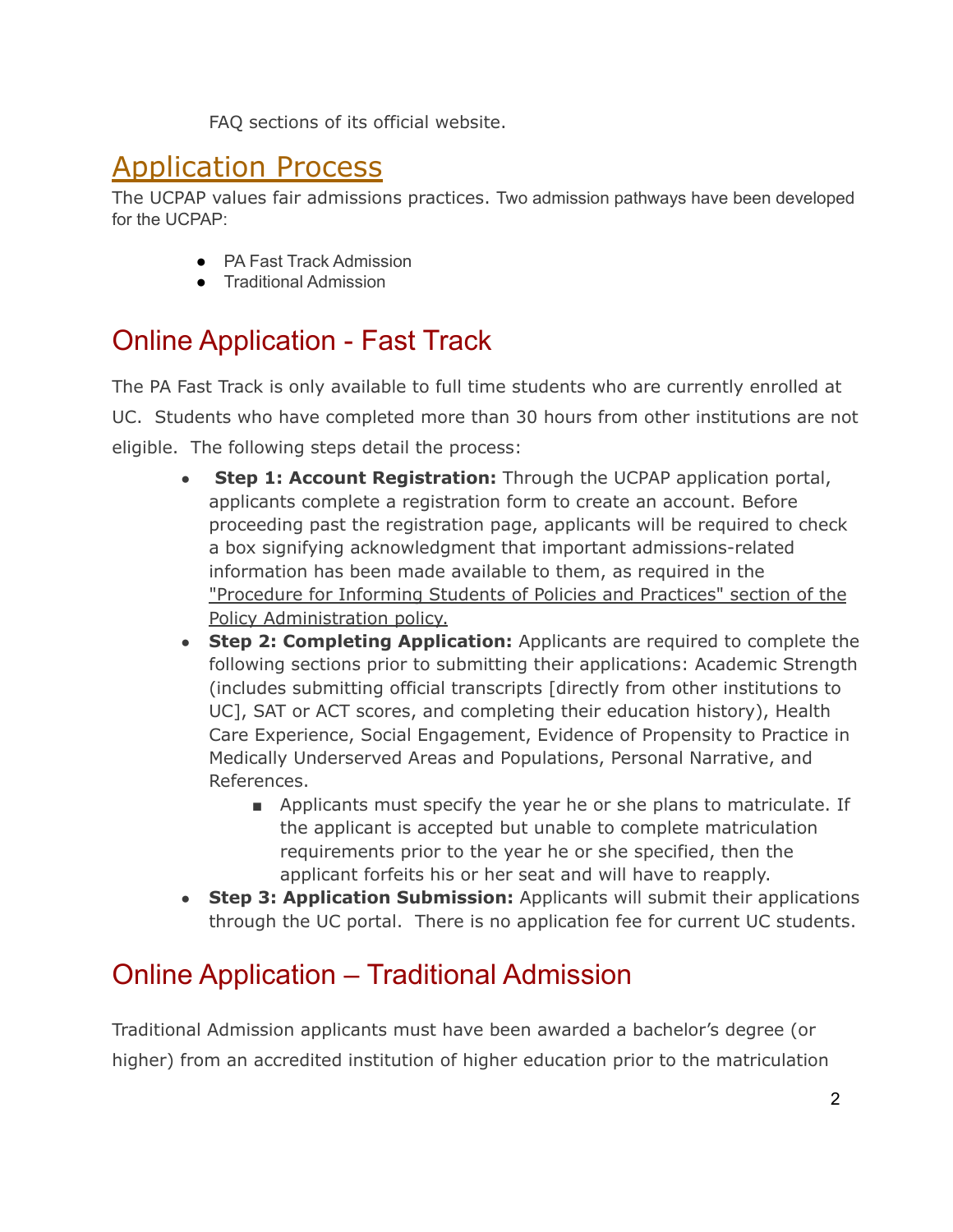FAQ sections of its official website.

# Application Process

The UCPAP values fair admissions practices. Two admission pathways have been developed for the UCPAP:

- PA Fast Track Admission
- Traditional Admission

## Online Application - Fast Track

The PA Fast Track is only available to full time students who are currently enrolled at UC. Students who have completed more than 30 hours from other institutions are not eligible. The following steps detail the process:

- **Step 1: Account Registration:** Through the UCPAP application portal, applicants complete a registration form to create an account. Before proceeding past the registration page, applicants will be required to check a box signifying acknowledgment that important admissions-related information has been made available to them, as required in the "Procedure for Informing Students of Policies and Practices" section of the Policy Administration policy.
- **Step 2: Completing Application:** Applicants are required to complete the following sections prior to submitting their applications: Academic Strength (includes submitting official transcripts [directly from other institutions to UC], SAT or ACT scores, and completing their education history), Health Care Experience, Social Engagement, Evidence of Propensity to Practice in Medically Underserved Areas and Populations, Personal Narrative, and References.
  - Applicants must specify the year he or she plans to matriculate. If the applicant is accepted but unable to complete matriculation requirements prior to the year he or she specified, then the applicant forfeits his or her seat and will have to reapply.
- **Step 3: Application Submission:** Applicants will submit their applications through the UC portal. There is no application fee for current UC students.

## Online Application – Traditional Admission

Traditional Admission applicants must have been awarded a bachelor's degree (or higher) from an accredited institution of higher education prior to the matriculation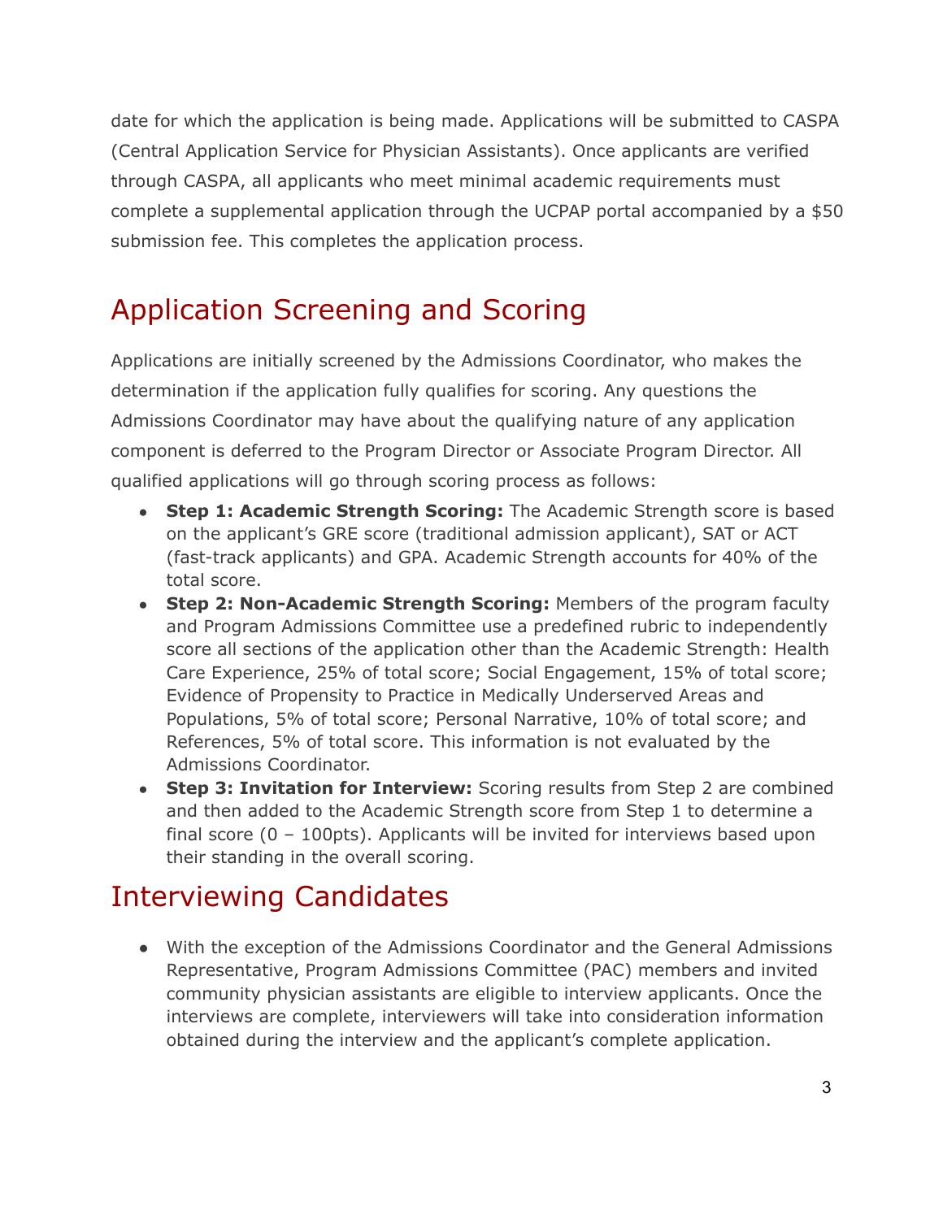date for which the application is being made. Applications will be submitted to CASPA (Central Application Service for Physician Assistants). Once applicants are verified through CASPA, all applicants who meet minimal academic requirements must complete a supplemental application through the UCPAP portal accompanied by a $50 submission fee. This completes the application process.

## Application Screening and Scoring

Applications are initially screened by the Admissions Coordinator, who makes the determination if the application fully qualifies for scoring. Any questions the Admissions Coordinator may have about the qualifying nature of any application component is deferred to the Program Director or Associate Program Director. All qualified applications will go through scoring process as follows:

- **Step 1: Academic Strength Scoring:** The Academic Strength score is based on the applicant's GRE score (traditional admission applicant), SAT or ACT (fast-track applicants) and GPA. Academic Strength accounts for 40% of the total score.
- **Step 2: Non-Academic Strength Scoring:** Members of the program faculty and Program Admissions Committee use a predefined rubric to independently score all sections of the application other than the Academic Strength: Health Care Experience, 25% of total score; Social Engagement, 15% of total score; Evidence of Propensity to Practice in Medically Underserved Areas and Populations, 5% of total score; Personal Narrative, 10% of total score; and References, 5% of total score. This information is not evaluated by the Admissions Coordinator.
- **Step 3: Invitation for Interview:** Scoring results from Step 2 are combined and then added to the Academic Strength score from Step 1 to determine a final score (0 – 100pts). Applicants will be invited for interviews based upon their standing in the overall scoring.

## Interviewing Candidates

- With the exception of the Admissions Coordinator and the General Admissions Representative, Program Admissions Committee (PAC) members and invited community physician assistants are eligible to interview applicants. Once the interviews are complete, interviewers will take into consideration information obtained during the interview and the applicant's complete application.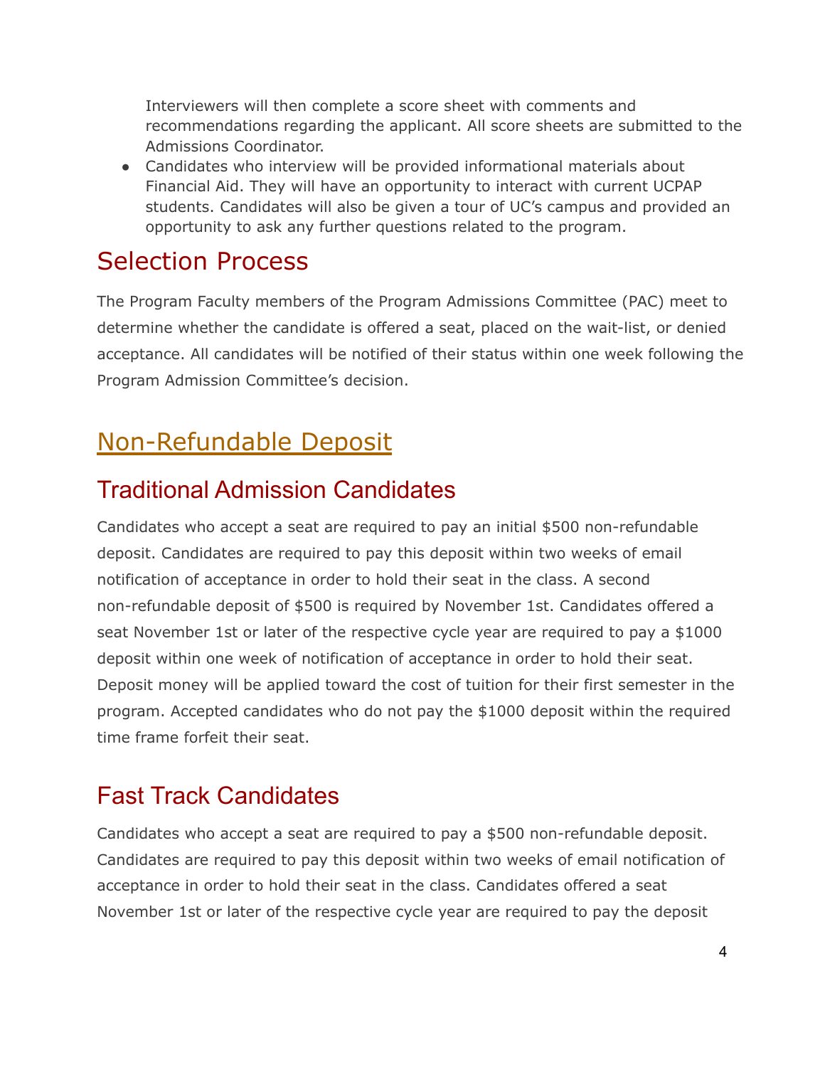Interviewers will then complete a score sheet with comments and recommendations regarding the applicant. All score sheets are submitted to the Admissions Coordinator.

- Candidates who interview will be provided informational materials about Financial Aid. They will have an opportunity to interact with current UCPAP students. Candidates will also be given a tour of UC's campus and provided an opportunity to ask any further questions related to the program.

# Selection Process

The Program Faculty members of the Program Admissions Committee (PAC) meet to determine whether the candidate is offered a seat, placed on the wait-list, or denied acceptance. All candidates will be notified of their status within one week following the Program Admission Committee's decision.

# Non-Refundable Deposit

## Traditional Admission Candidates

Candidates who accept a seat are required to pay an initial $500 non-refundable deposit. Candidates are required to pay this deposit within two weeks of email notification of acceptance in order to hold their seat in the class. A second non-refundable deposit of $500 is required by November 1st. Candidates offered a seat November 1st or later of the respective cycle year are required to pay a $1000 deposit within one week of notification of acceptance in order to hold their seat. Deposit money will be applied toward the cost of tuition for their first semester in the program. Accepted candidates who do not pay the $1000 deposit within the required time frame forfeit their seat.

## Fast Track Candidates

Candidates who accept a seat are required to pay a $500 non-refundable deposit. Candidates are required to pay this deposit within two weeks of email notification of acceptance in order to hold their seat in the class. Candidates offered a seat November 1st or later of the respective cycle year are required to pay the deposit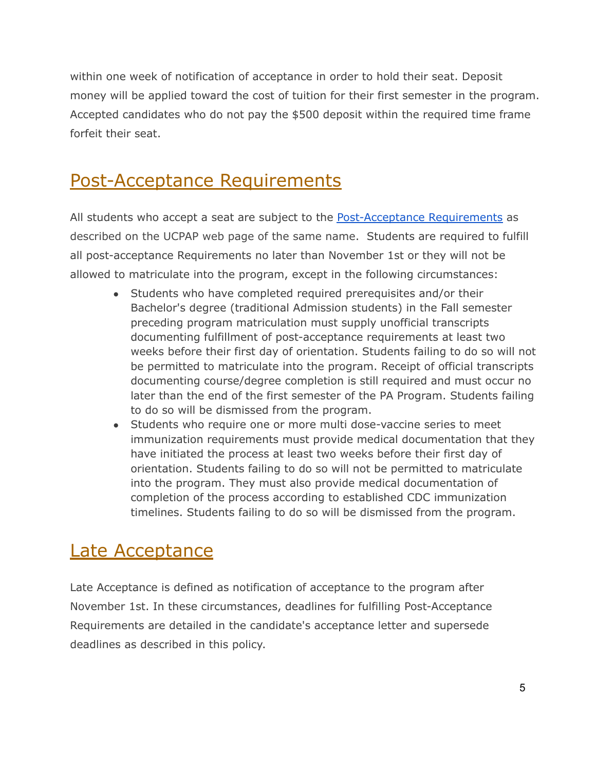within one week of notification of acceptance in order to hold their seat. Deposit money will be applied toward the cost of tuition for their first semester in the program. Accepted candidates who do not pay the $500 deposit within the required time frame forfeit their seat.

## Post-Acceptance Requirements

All students who accept a seat are subject to the Post-Acceptance Requirements as described on the UCPAP web page of the same name. Students are required to fulfill all post-acceptance Requirements no later than November 1st or they will not be allowed to matriculate into the program, except in the following circumstances:

- Students who have completed required prerequisites and/or their Bachelor's degree (traditional Admission students) in the Fall semester preceding program matriculation must supply unofficial transcripts documenting fulfillment of post-acceptance requirements at least two weeks before their first day of orientation. Students failing to do so will not be permitted to matriculate into the program. Receipt of official transcripts documenting course/degree completion is still required and must occur no later than the end of the first semester of the PA Program. Students failing to do so will be dismissed from the program.
- Students who require one or more multi dose-vaccine series to meet immunization requirements must provide medical documentation that they have initiated the process at least two weeks before their first day of orientation. Students failing to do so will not be permitted to matriculate into the program. They must also provide medical documentation of completion of the process according to established CDC immunization timelines. Students failing to do so will be dismissed from the program.

## Late Acceptance

Late Acceptance is defined as notification of acceptance to the program after November 1st. In these circumstances, deadlines for fulfilling Post-Acceptance Requirements are detailed in the candidate's acceptance letter and supersede deadlines as described in this policy.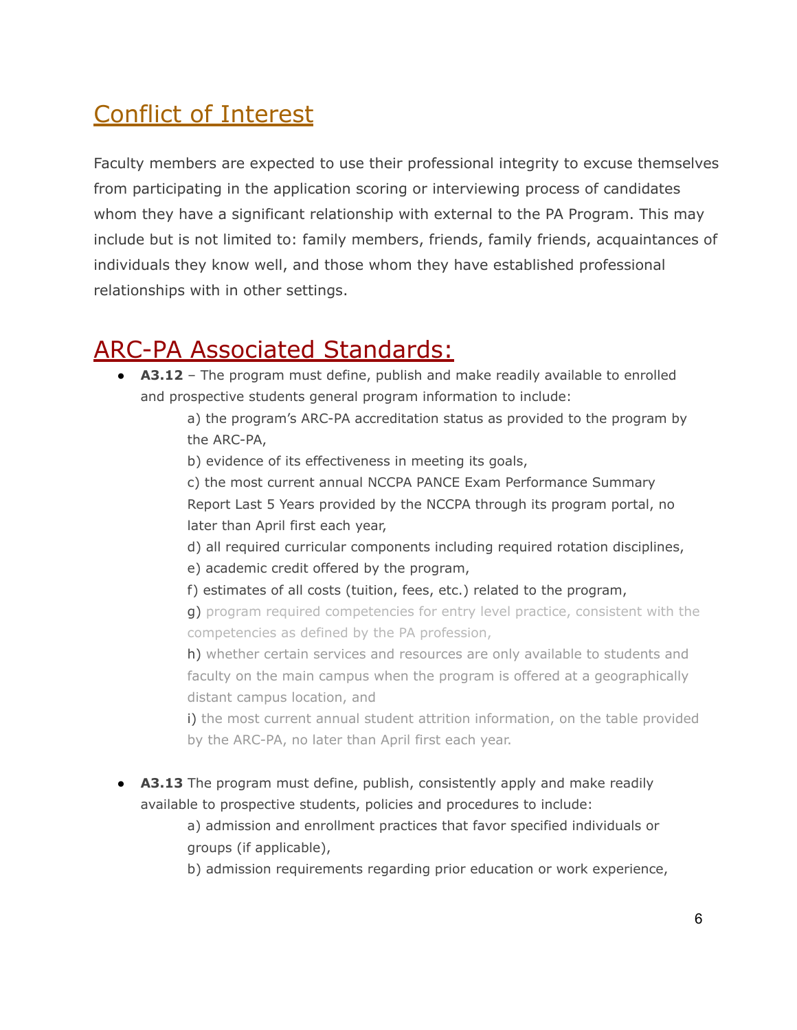## Conflict of Interest

Faculty members are expected to use their professional integrity to excuse themselves from participating in the application scoring or interviewing process of candidates whom they have a significant relationship with external to the PA Program. This may include but is not limited to: family members, friends, family friends, acquaintances of individuals they know well, and those whom they have established professional relationships with in other settings.

## ARC-PA Associated Standards:

- **A3.12** – The program must define, publish and make readily available to enrolled and prospective students general program information to include:
  - a) the program's ARC-PA accreditation status as provided to the program by the ARC-PA,
  - b) evidence of its effectiveness in meeting its goals,
  - c) the most current annual NCCPA PANCE Exam Performance Summary Report Last 5 Years provided by the NCCPA through its program portal, no later than April first each year,
  - d) all required curricular components including required rotation disciplines,
  - e) academic credit offered by the program,
  - f) estimates of all costs (tuition, fees, etc.) related to the program,
  - g) program required competencies for entry level practice, consistent with the competencies as defined by the PA profession,
  - h) whether certain services and resources are only available to students and faculty on the main campus when the program is offered at a geographically distant campus location, and
  - i) the most current annual student attrition information, on the table provided by the ARC-PA, no later than April first each year.

- **A3.13** The program must define, publish, consistently apply and make readily available to prospective students, policies and procedures to include:
  - a) admission and enrollment practices that favor specified individuals or groups (if applicable),
  - b) admission requirements regarding prior education or work experience,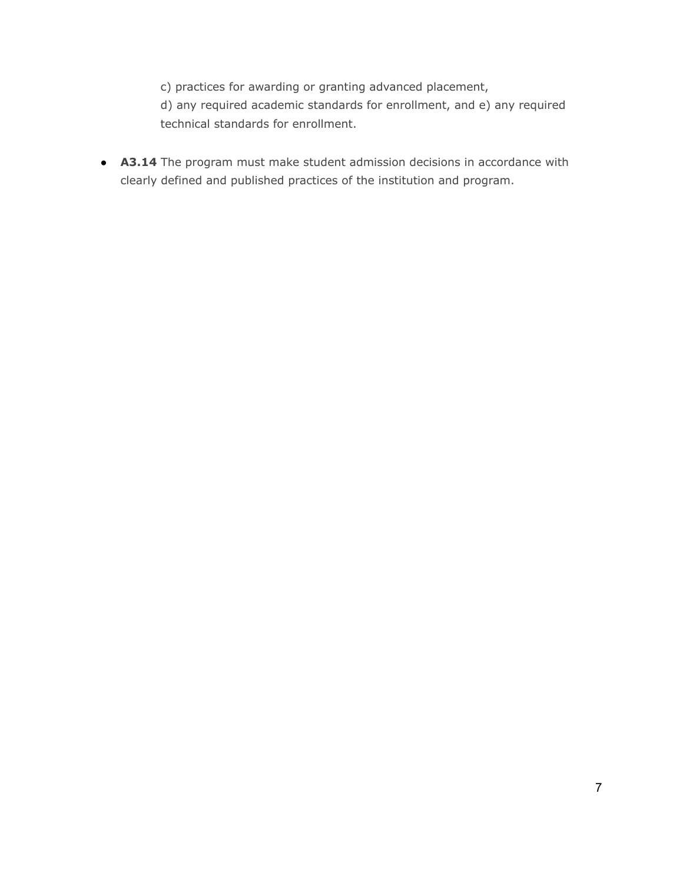c) practices for awarding or granting advanced placement,
d) any required academic standards for enrollment, and e) any required technical standards for enrollment.

- **A3.14** The program must make student admission decisions in accordance with clearly defined and published practices of the institution and program.